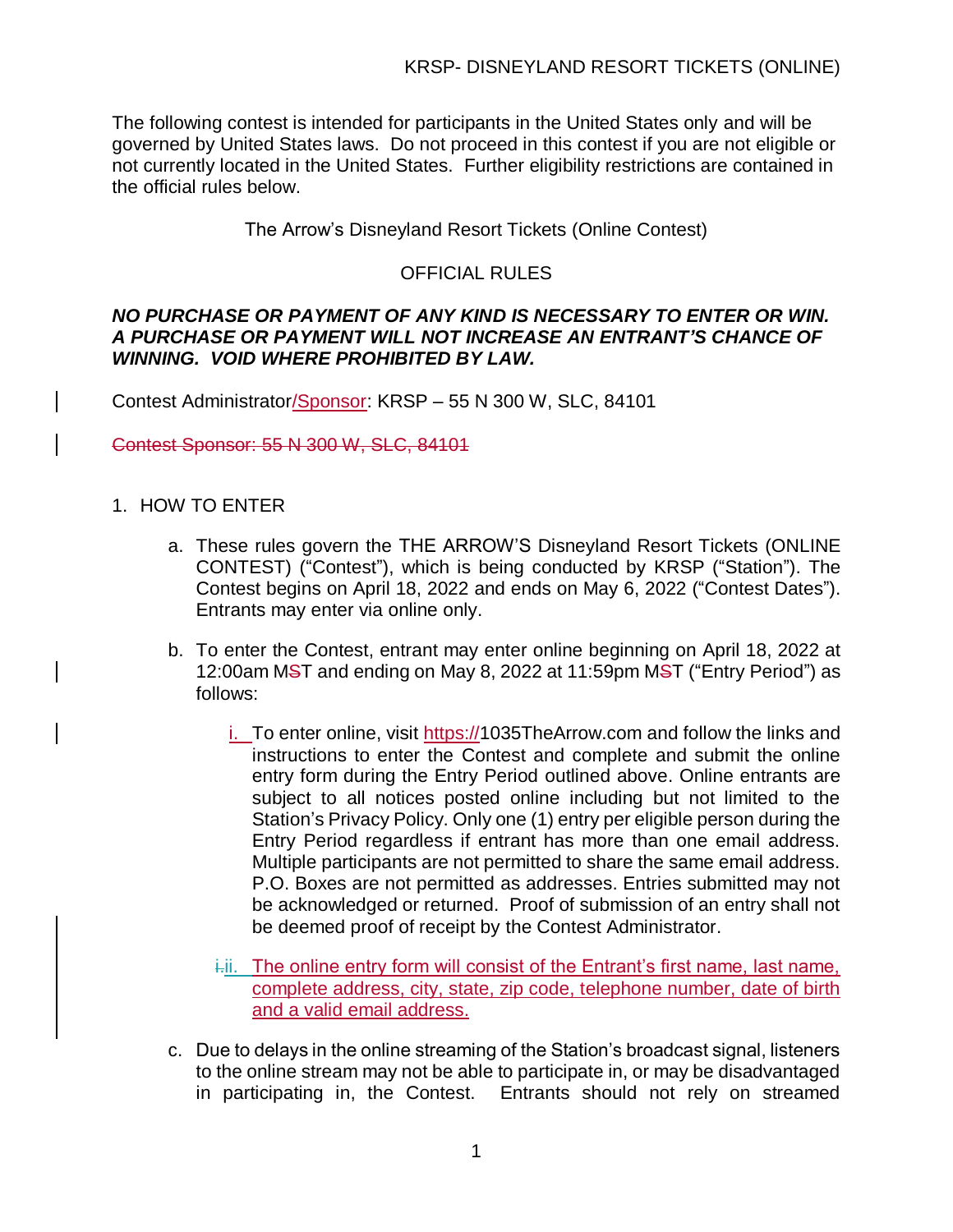The following contest is intended for participants in the United States only and will be governed by United States laws. Do not proceed in this contest if you are not eligible or not currently located in the United States. Further eligibility restrictions are contained in the official rules below.

The Arrow's Disneyland Resort Tickets (Online Contest)

OFFICIAL RULES

***NO PURCHASE OR PAYMENT OF ANY KIND IS NECESSARY TO ENTER OR WIN. A PURCHASE OR PAYMENT WILL NOT INCREASE AN ENTRANT'S CHANCE OF WINNING. VOID WHERE PROHIBITED BY LAW.***

Contest Administrator/Sponsor: KRSP – 55 N 300 W, SLC, 84101

~~Contest Sponsor: 55 N 300 W, SLC, 84101~~

1. HOW TO ENTER

    a. These rules govern the THE ARROW'S Disneyland Resort Tickets (ONLINE CONTEST) ("Contest"), which is being conducted by KRSP ("Station"). The Contest begins on April 18, 2022 and ends on May 6, 2022 ("Contest Dates"). Entrants may enter via online only.

    b. To enter the Contest, entrant may enter online beginning on April 18, 2022 at 12:00am M~~S~~T and ending on May 8, 2022 at 11:59pm M~~S~~T ("Entry Period") as follows:

        i. To enter online, visit https://1035TheArrow.com and follow the links and instructions to enter the Contest and complete and submit the online entry form during the Entry Period outlined above. Online entrants are subject to all notices posted online including but not limited to the Station's Privacy Policy. Only one (1) entry per eligible person during the Entry Period regardless if entrant has more than one email address. Multiple participants are not permitted to share the same email address. P.O. Boxes are not permitted as addresses. Entries submitted may not be acknowledged or returned. Proof of submission of an entry shall not be deemed proof of receipt by the Contest Administrator.

        ~~i.~~ii. The online entry form will consist of the Entrant's first name, last name, complete address, city, state, zip code, telephone number, date of birth and a valid email address.

    c. Due to delays in the online streaming of the Station's broadcast signal, listeners to the online stream may not be able to participate in, or may be disadvantaged in participating in, the Contest. Entrants should not rely on streamed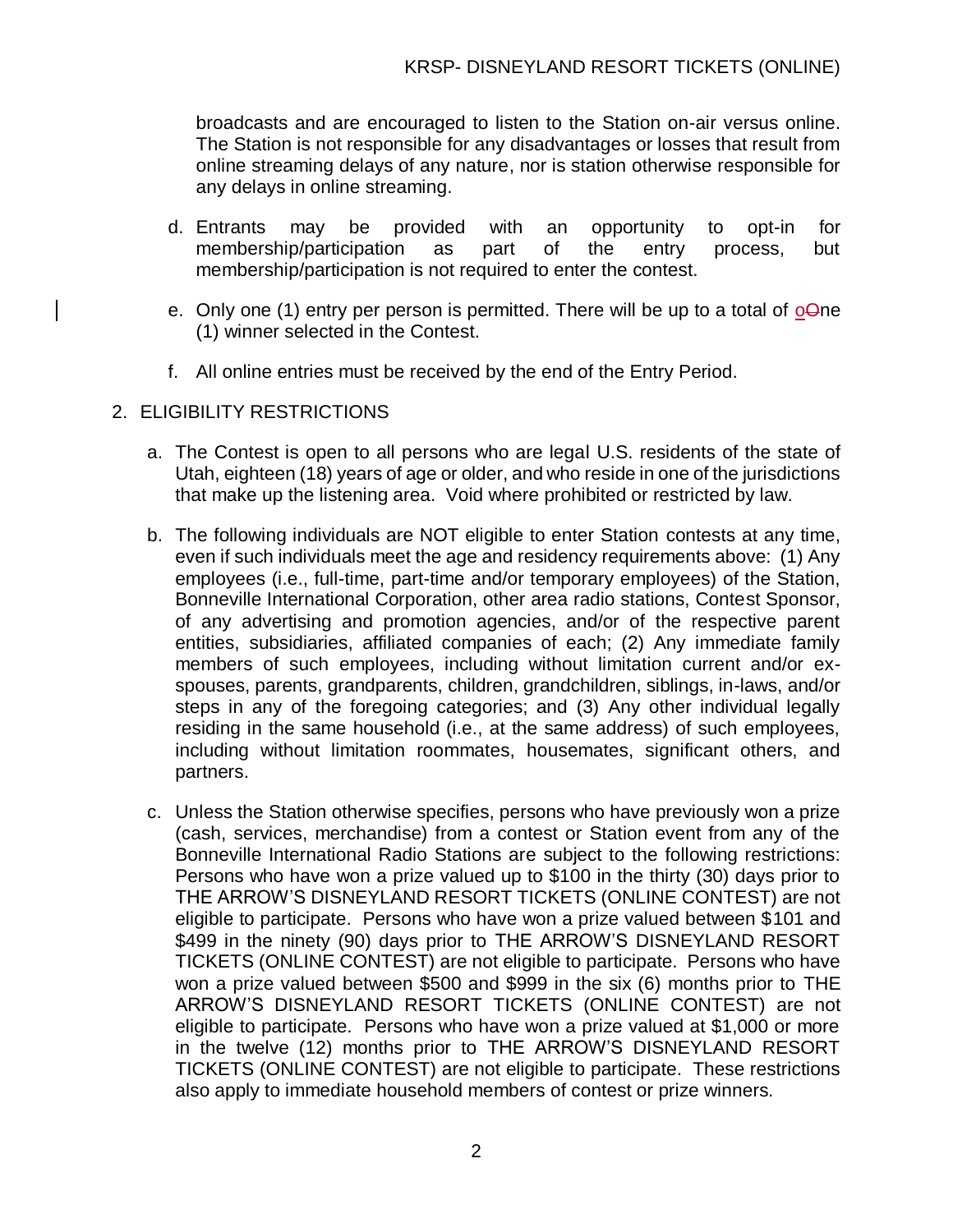broadcasts and are encouraged to listen to the Station on-air versus online. The Station is not responsible for any disadvantages or losses that result from online streaming delays of any nature, nor is station otherwise responsible for any delays in online streaming.

d. Entrants may be provided with an opportunity to opt-in for membership/participation as part of the entry process, but membership/participation is not required to enter the contest.

e. Only one (1) entry per person is permitted. There will be up to a total of oOne (1) winner selected in the Contest.

f. All online entries must be received by the end of the Entry Period.

2. ELIGIBILITY RESTRICTIONS

a. The Contest is open to all persons who are legal U.S. residents of the state of Utah, eighteen (18) years of age or older, and who reside in one of the jurisdictions that make up the listening area. Void where prohibited or restricted by law.

b. The following individuals are NOT eligible to enter Station contests at any time, even if such individuals meet the age and residency requirements above: (1) Any employees (i.e., full-time, part-time and/or temporary employees) of the Station, Bonneville International Corporation, other area radio stations, Contest Sponsor, of any advertising and promotion agencies, and/or of the respective parent entities, subsidiaries, affiliated companies of each; (2) Any immediate family members of such employees, including without limitation current and/or ex-spouses, parents, grandparents, children, grandchildren, siblings, in-laws, and/or steps in any of the foregoing categories; and (3) Any other individual legally residing in the same household (i.e., at the same address) of such employees, including without limitation roommates, housemates, significant others, and partners.

c. Unless the Station otherwise specifies, persons who have previously won a prize (cash, services, merchandise) from a contest or Station event from any of the Bonneville International Radio Stations are subject to the following restrictions: Persons who have won a prize valued up to $100 in the thirty (30) days prior to THE ARROW'S DISNEYLAND RESORT TICKETS (ONLINE CONTEST) are not eligible to participate. Persons who have won a prize valued between $101 and $499 in the ninety (90) days prior to THE ARROW'S DISNEYLAND RESORT TICKETS (ONLINE CONTEST) are not eligible to participate. Persons who have won a prize valued between $500 and $999 in the six (6) months prior to THE ARROW'S DISNEYLAND RESORT TICKETS (ONLINE CONTEST) are not eligible to participate. Persons who have won a prize valued at $1,000 or more in the twelve (12) months prior to THE ARROW'S DISNEYLAND RESORT TICKETS (ONLINE CONTEST) are not eligible to participate. These restrictions also apply to immediate household members of contest or prize winners.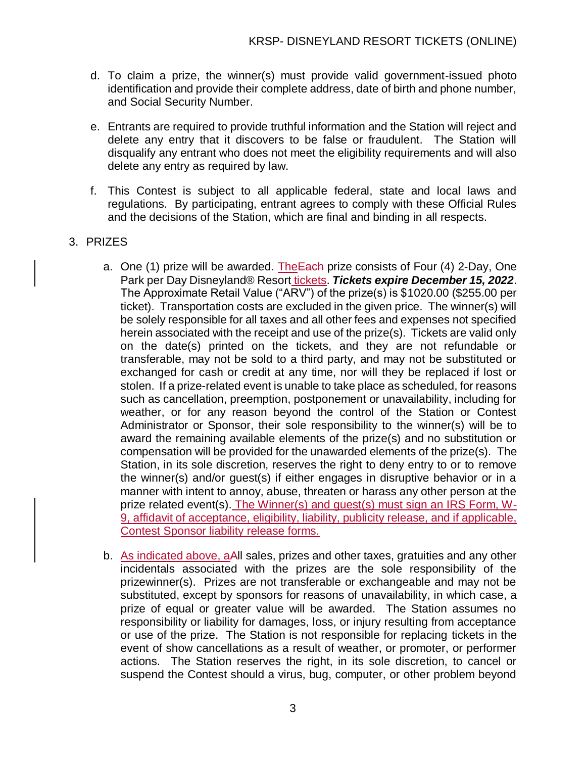d. To claim a prize, the winner(s) must provide valid government-issued photo identification and provide their complete address, date of birth and phone number, and Social Security Number.

e. Entrants are required to provide truthful information and the Station will reject and delete any entry that it discovers to be false or fraudulent. The Station will disqualify any entrant who does not meet the eligibility requirements and will also delete any entry as required by law.

f. This Contest is subject to all applicable federal, state and local laws and regulations. By participating, entrant agrees to comply with these Official Rules and the decisions of the Station, which are final and binding in all respects.

3. PRIZES

   a. One (1) prize will be awarded. TheEach prize consists of Four (4) 2-Day, One Park per Day Disneyland® Resort tickets. ***Tickets expire December 15, 2022***. The Approximate Retail Value ("ARV") of the prize(s) is $1020.00 ($255.00 per ticket). Transportation costs are excluded in the given price. The winner(s) will be solely responsible for all taxes and all other fees and expenses not specified herein associated with the receipt and use of the prize(s). Tickets are valid only on the date(s) printed on the tickets, and they are not refundable or transferable, may not be sold to a third party, and may not be substituted or exchanged for cash or credit at any time, nor will they be replaced if lost or stolen. If a prize-related event is unable to take place as scheduled, for reasons such as cancellation, preemption, postponement or unavailability, including for weather, or for any reason beyond the control of the Station or Contest Administrator or Sponsor, their sole responsibility to the winner(s) will be to award the remaining available elements of the prize(s) and no substitution or compensation will be provided for the unawarded elements of the prize(s). The Station, in its sole discretion, reserves the right to deny entry to or to remove the winner(s) and/or guest(s) if either engages in disruptive behavior or in a manner with intent to annoy, abuse, threaten or harass any other person at the prize related event(s). The Winner(s) and guest(s) must sign an IRS Form, W-9, affidavit of acceptance, eligibility, liability, publicity release, and if applicable, Contest Sponsor liability release forms.

   b. As indicated above, aAll sales, prizes and other taxes, gratuities and any other incidentals associated with the prizes are the sole responsibility of the prizewinner(s). Prizes are not transferable or exchangeable and may not be substituted, except by sponsors for reasons of unavailability, in which case, a prize of equal or greater value will be awarded. The Station assumes no responsibility or liability for damages, loss, or injury resulting from acceptance or use of the prize. The Station is not responsible for replacing tickets in the event of show cancellations as a result of weather, or promoter, or performer actions. The Station reserves the right, in its sole discretion, to cancel or suspend the Contest should a virus, bug, computer, or other problem beyond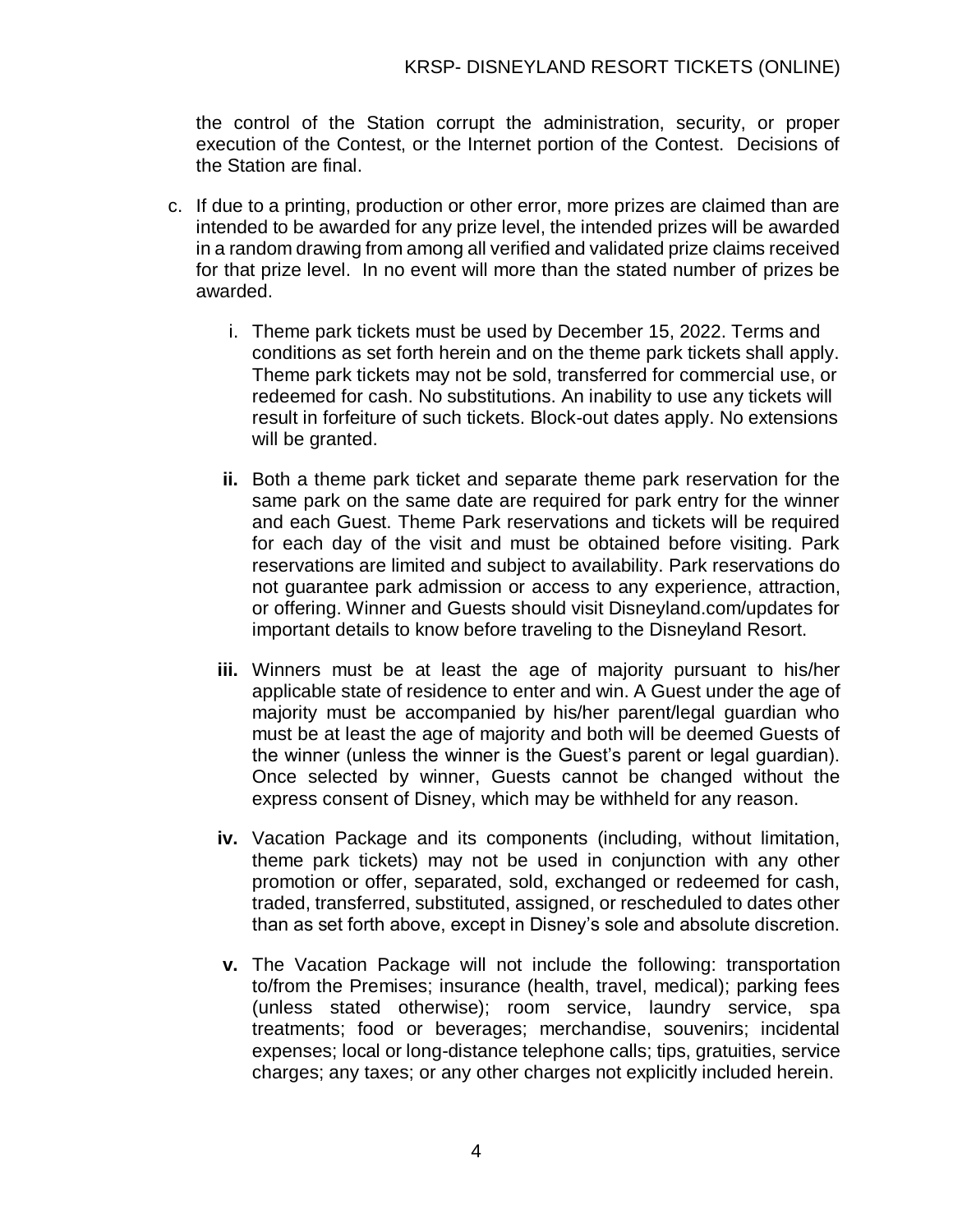the control of the Station corrupt the administration, security, or proper execution of the Contest, or the Internet portion of the Contest. Decisions of the Station are final.

c. If due to a printing, production or other error, more prizes are claimed than are intended to be awarded for any prize level, the intended prizes will be awarded in a random drawing from among all verified and validated prize claims received for that prize level. In no event will more than the stated number of prizes be awarded.

   i. Theme park tickets must be used by December 15, 2022. Terms and conditions as set forth herein and on the theme park tickets shall apply. Theme park tickets may not be sold, transferred for commercial use, or redeemed for cash. No substitutions. An inability to use any tickets will result in forfeiture of such tickets. Block-out dates apply. No extensions will be granted.

   **ii.** Both a theme park ticket and separate theme park reservation for the same park on the same date are required for park entry for the winner and each Guest. Theme Park reservations and tickets will be required for each day of the visit and must be obtained before visiting. Park reservations are limited and subject to availability. Park reservations do not guarantee park admission or access to any experience, attraction, or offering. Winner and Guests should visit Disneyland.com/updates for important details to know before traveling to the Disneyland Resort.

   **iii.** Winners must be at least the age of majority pursuant to his/her applicable state of residence to enter and win. A Guest under the age of majority must be accompanied by his/her parent/legal guardian who must be at least the age of majority and both will be deemed Guests of the winner (unless the winner is the Guest's parent or legal guardian). Once selected by winner, Guests cannot be changed without the express consent of Disney, which may be withheld for any reason.

   **iv.** Vacation Package and its components (including, without limitation, theme park tickets) may not be used in conjunction with any other promotion or offer, separated, sold, exchanged or redeemed for cash, traded, transferred, substituted, assigned, or rescheduled to dates other than as set forth above, except in Disney's sole and absolute discretion.

   **v.** The Vacation Package will not include the following: transportation to/from the Premises; insurance (health, travel, medical); parking fees (unless stated otherwise); room service, laundry service, spa treatments; food or beverages; merchandise, souvenirs; incidental expenses; local or long-distance telephone calls; tips, gratuities, service charges; any taxes; or any other charges not explicitly included herein.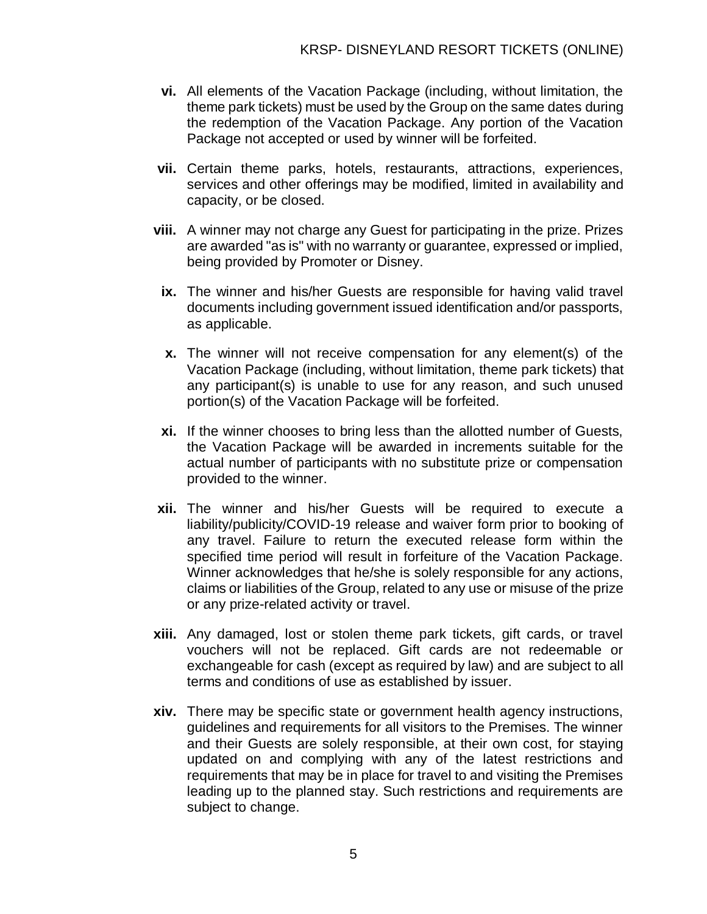**vi.** All elements of the Vacation Package (including, without limitation, the theme park tickets) must be used by the Group on the same dates during the redemption of the Vacation Package. Any portion of the Vacation Package not accepted or used by winner will be forfeited.

**vii.** Certain theme parks, hotels, restaurants, attractions, experiences, services and other offerings may be modified, limited in availability and capacity, or be closed.

**viii.** A winner may not charge any Guest for participating in the prize. Prizes are awarded "as is" with no warranty or guarantee, expressed or implied, being provided by Promoter or Disney.

**ix.** The winner and his/her Guests are responsible for having valid travel documents including government issued identification and/or passports, as applicable.

**x.** The winner will not receive compensation for any element(s) of the Vacation Package (including, without limitation, theme park tickets) that any participant(s) is unable to use for any reason, and such unused portion(s) of the Vacation Package will be forfeited.

**xi.** If the winner chooses to bring less than the allotted number of Guests, the Vacation Package will be awarded in increments suitable for the actual number of participants with no substitute prize or compensation provided to the winner.

**xii.** The winner and his/her Guests will be required to execute a liability/publicity/COVID-19 release and waiver form prior to booking of any travel. Failure to return the executed release form within the specified time period will result in forfeiture of the Vacation Package. Winner acknowledges that he/she is solely responsible for any actions, claims or liabilities of the Group, related to any use or misuse of the prize or any prize-related activity or travel.

**xiii.** Any damaged, lost or stolen theme park tickets, gift cards, or travel vouchers will not be replaced. Gift cards are not redeemable or exchangeable for cash (except as required by law) and are subject to all terms and conditions of use as established by issuer.

**xiv.** There may be specific state or government health agency instructions, guidelines and requirements for all visitors to the Premises. The winner and their Guests are solely responsible, at their own cost, for staying updated on and complying with any of the latest restrictions and requirements that may be in place for travel to and visiting the Premises leading up to the planned stay. Such restrictions and requirements are subject to change.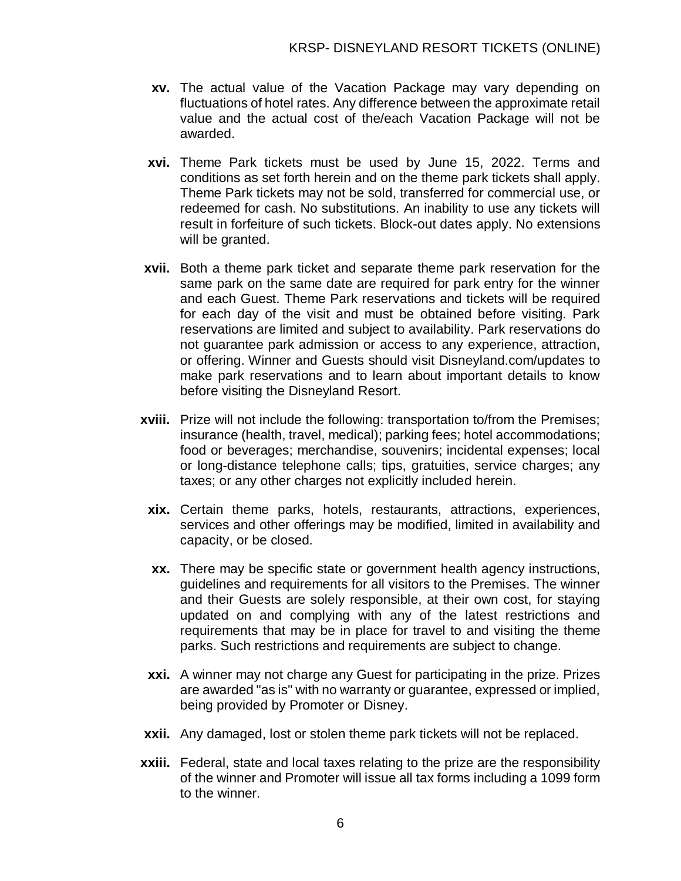**xv.** The actual value of the Vacation Package may vary depending on fluctuations of hotel rates. Any difference between the approximate retail value and the actual cost of the/each Vacation Package will not be awarded.

**xvi.** Theme Park tickets must be used by June 15, 2022. Terms and conditions as set forth herein and on the theme park tickets shall apply. Theme Park tickets may not be sold, transferred for commercial use, or redeemed for cash. No substitutions. An inability to use any tickets will result in forfeiture of such tickets. Block-out dates apply. No extensions will be granted.

**xvii.** Both a theme park ticket and separate theme park reservation for the same park on the same date are required for park entry for the winner and each Guest. Theme Park reservations and tickets will be required for each day of the visit and must be obtained before visiting. Park reservations are limited and subject to availability. Park reservations do not guarantee park admission or access to any experience, attraction, or offering. Winner and Guests should visit Disneyland.com/updates to make park reservations and to learn about important details to know before visiting the Disneyland Resort.

**xviii.** Prize will not include the following: transportation to/from the Premises; insurance (health, travel, medical); parking fees; hotel accommodations; food or beverages; merchandise, souvenirs; incidental expenses; local or long-distance telephone calls; tips, gratuities, service charges; any taxes; or any other charges not explicitly included herein.

**xix.** Certain theme parks, hotels, restaurants, attractions, experiences, services and other offerings may be modified, limited in availability and capacity, or be closed.

**xx.** There may be specific state or government health agency instructions, guidelines and requirements for all visitors to the Premises. The winner and their Guests are solely responsible, at their own cost, for staying updated on and complying with any of the latest restrictions and requirements that may be in place for travel to and visiting the theme parks. Such restrictions and requirements are subject to change.

**xxi.** A winner may not charge any Guest for participating in the prize. Prizes are awarded "as is" with no warranty or guarantee, expressed or implied, being provided by Promoter or Disney.

**xxii.** Any damaged, lost or stolen theme park tickets will not be replaced.

**xxiii.** Federal, state and local taxes relating to the prize are the responsibility of the winner and Promoter will issue all tax forms including a 1099 form to the winner.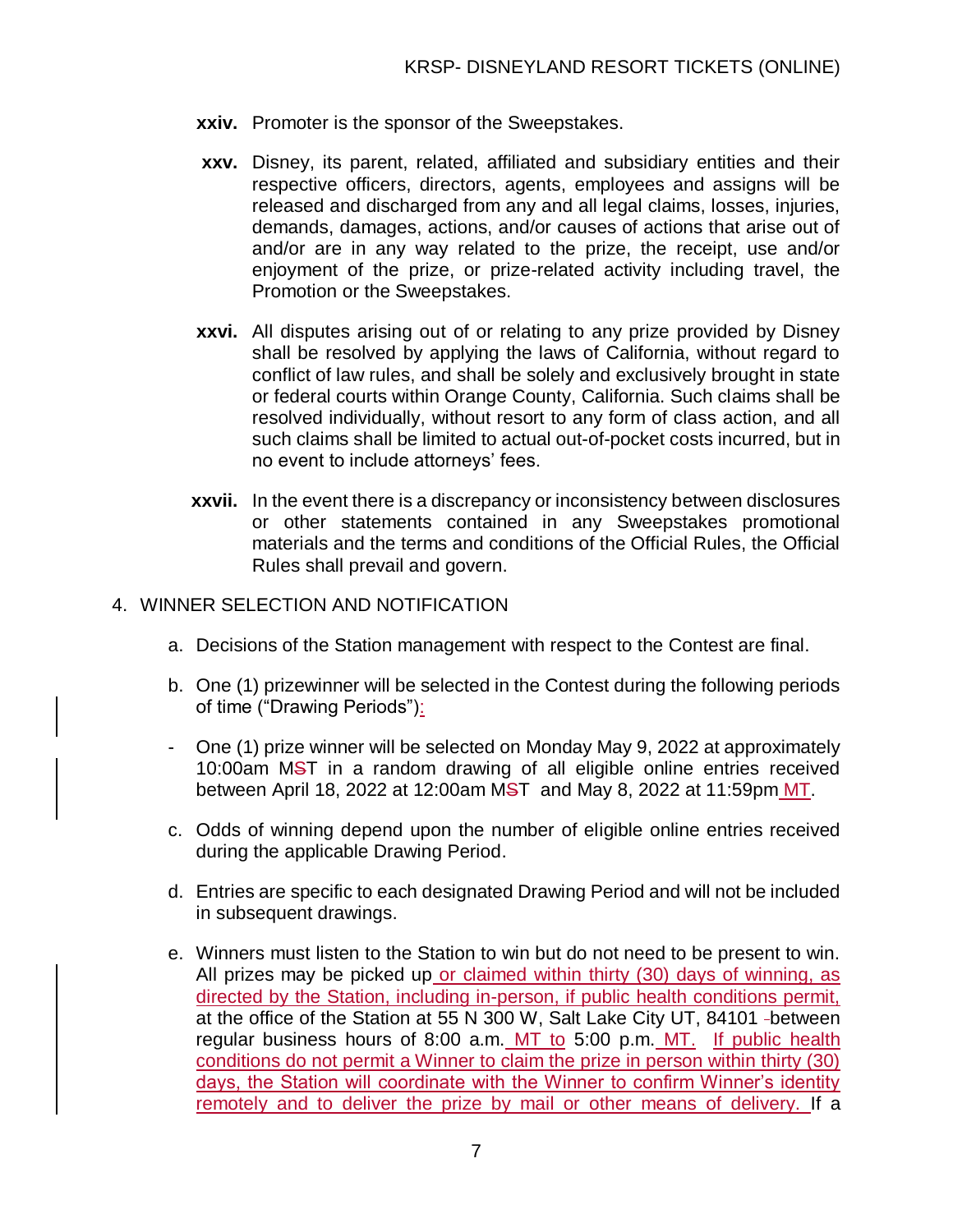- **xxiv.** Promoter is the sponsor of the Sweepstakes.

- **xxv.** Disney, its parent, related, affiliated and subsidiary entities and their respective officers, directors, agents, employees and assigns will be released and discharged from any and all legal claims, losses, injuries, demands, damages, actions, and/or causes of actions that arise out of and/or are in any way related to the prize, the receipt, use and/or enjoyment of the prize, or prize-related activity including travel, the Promotion or the Sweepstakes.

- **xxvi.** All disputes arising out of or relating to any prize provided by Disney shall be resolved by applying the laws of California, without regard to conflict of law rules, and shall be solely and exclusively brought in state or federal courts within Orange County, California. Such claims shall be resolved individually, without resort to any form of class action, and all such claims shall be limited to actual out-of-pocket costs incurred, but in no event to include attorneys' fees.

- **xxvii.** In the event there is a discrepancy or inconsistency between disclosures or other statements contained in any Sweepstakes promotional materials and the terms and conditions of the Official Rules, the Official Rules shall prevail and govern.

4. WINNER SELECTION AND NOTIFICATION

   a. Decisions of the Station management with respect to the Contest are final.

   b. One (1) prizewinner will be selected in the Contest during the following periods of time ("Drawing Periods"):

   - One (1) prize winner will be selected on Monday May 9, 2022 at approximately 10:00am M~~S~~T in a random drawing of all eligible online entries received between April 18, 2022 at 12:00am M~~S~~T and May 8, 2022 at 11:59pm MT.

   c. Odds of winning depend upon the number of eligible online entries received during the applicable Drawing Period.

   d. Entries are specific to each designated Drawing Period and will not be included in subsequent drawings.

   e. Winners must listen to the Station to win but do not need to be present to win. All prizes may be picked up or claimed within thirty (30) days of winning, as directed by the Station, including in-person, if public health conditions permit, at the office of the Station at 55 N 300 W, Salt Lake City UT, 84101 between regular business hours of 8:00 a.m. MT to 5:00 p.m. MT. If public health conditions do not permit a Winner to claim the prize in person within thirty (30) days, the Station will coordinate with the Winner to confirm Winner's identity remotely and to deliver the prize by mail or other means of delivery. If a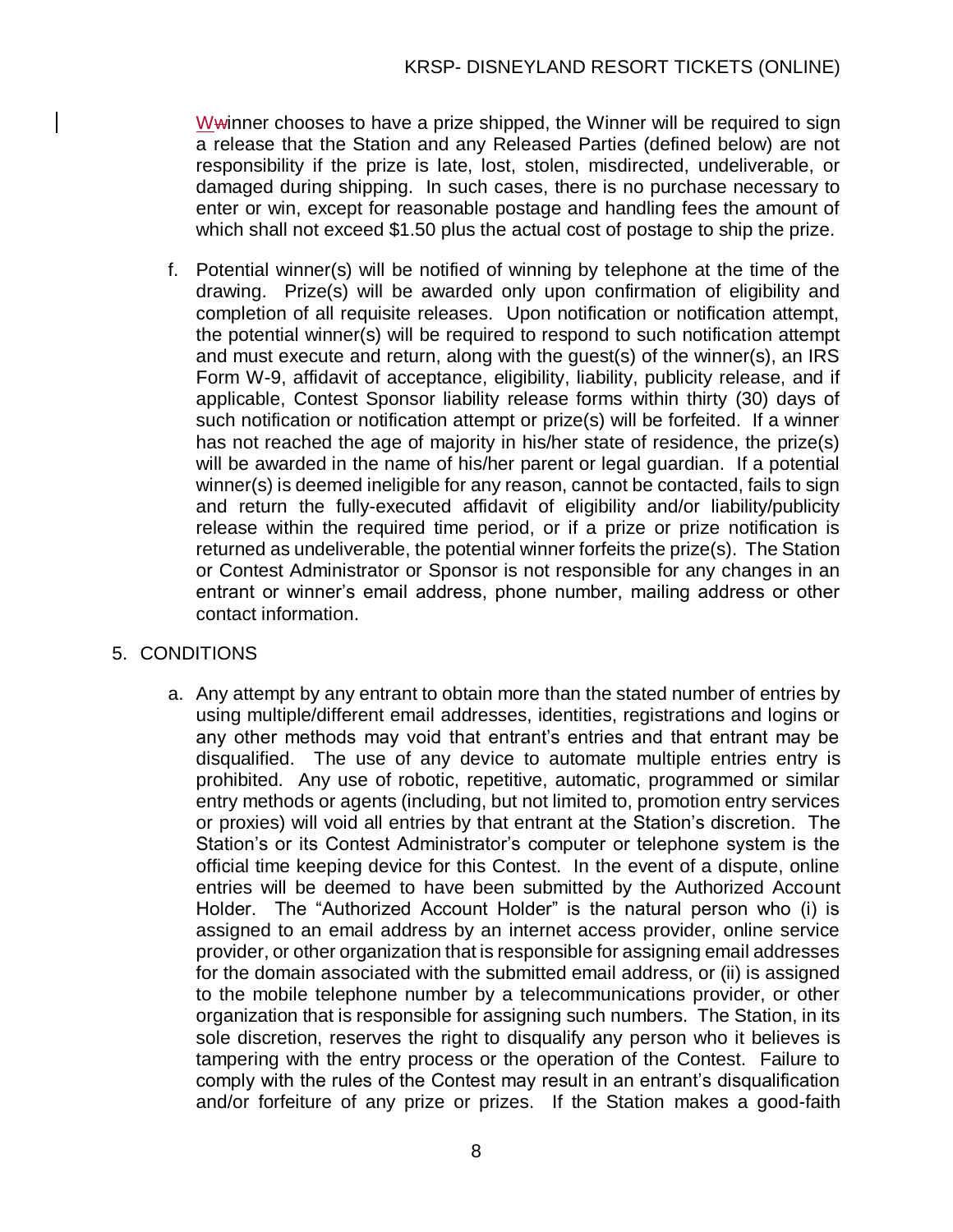Wwinner chooses to have a prize shipped, the Winner will be required to sign a release that the Station and any Released Parties (defined below) are not responsibility if the prize is late, lost, stolen, misdirected, undeliverable, or damaged during shipping. In such cases, there is no purchase necessary to enter or win, except for reasonable postage and handling fees the amount of which shall not exceed \$1.50 plus the actual cost of postage to ship the prize.

f. Potential winner(s) will be notified of winning by telephone at the time of the drawing. Prize(s) will be awarded only upon confirmation of eligibility and completion of all requisite releases. Upon notification or notification attempt, the potential winner(s) will be required to respond to such notification attempt and must execute and return, along with the guest(s) of the winner(s), an IRS Form W-9, affidavit of acceptance, eligibility, liability, publicity release, and if applicable, Contest Sponsor liability release forms within thirty (30) days of such notification or notification attempt or prize(s) will be forfeited. If a winner has not reached the age of majority in his/her state of residence, the prize(s) will be awarded in the name of his/her parent or legal guardian. If a potential winner(s) is deemed ineligible for any reason, cannot be contacted, fails to sign and return the fully-executed affidavit of eligibility and/or liability/publicity release within the required time period, or if a prize or prize notification is returned as undeliverable, the potential winner forfeits the prize(s). The Station or Contest Administrator or Sponsor is not responsible for any changes in an entrant or winner's email address, phone number, mailing address or other contact information.

5. CONDITIONS

a. Any attempt by any entrant to obtain more than the stated number of entries by using multiple/different email addresses, identities, registrations and logins or any other methods may void that entrant's entries and that entrant may be disqualified. The use of any device to automate multiple entries entry is prohibited. Any use of robotic, repetitive, automatic, programmed or similar entry methods or agents (including, but not limited to, promotion entry services or proxies) will void all entries by that entrant at the Station's discretion. The Station's or its Contest Administrator's computer or telephone system is the official time keeping device for this Contest. In the event of a dispute, online entries will be deemed to have been submitted by the Authorized Account Holder. The "Authorized Account Holder" is the natural person who (i) is assigned to an email address by an internet access provider, online service provider, or other organization that is responsible for assigning email addresses for the domain associated with the submitted email address, or (ii) is assigned to the mobile telephone number by a telecommunications provider, or other organization that is responsible for assigning such numbers. The Station, in its sole discretion, reserves the right to disqualify any person who it believes is tampering with the entry process or the operation of the Contest. Failure to comply with the rules of the Contest may result in an entrant's disqualification and/or forfeiture of any prize or prizes. If the Station makes a good-faith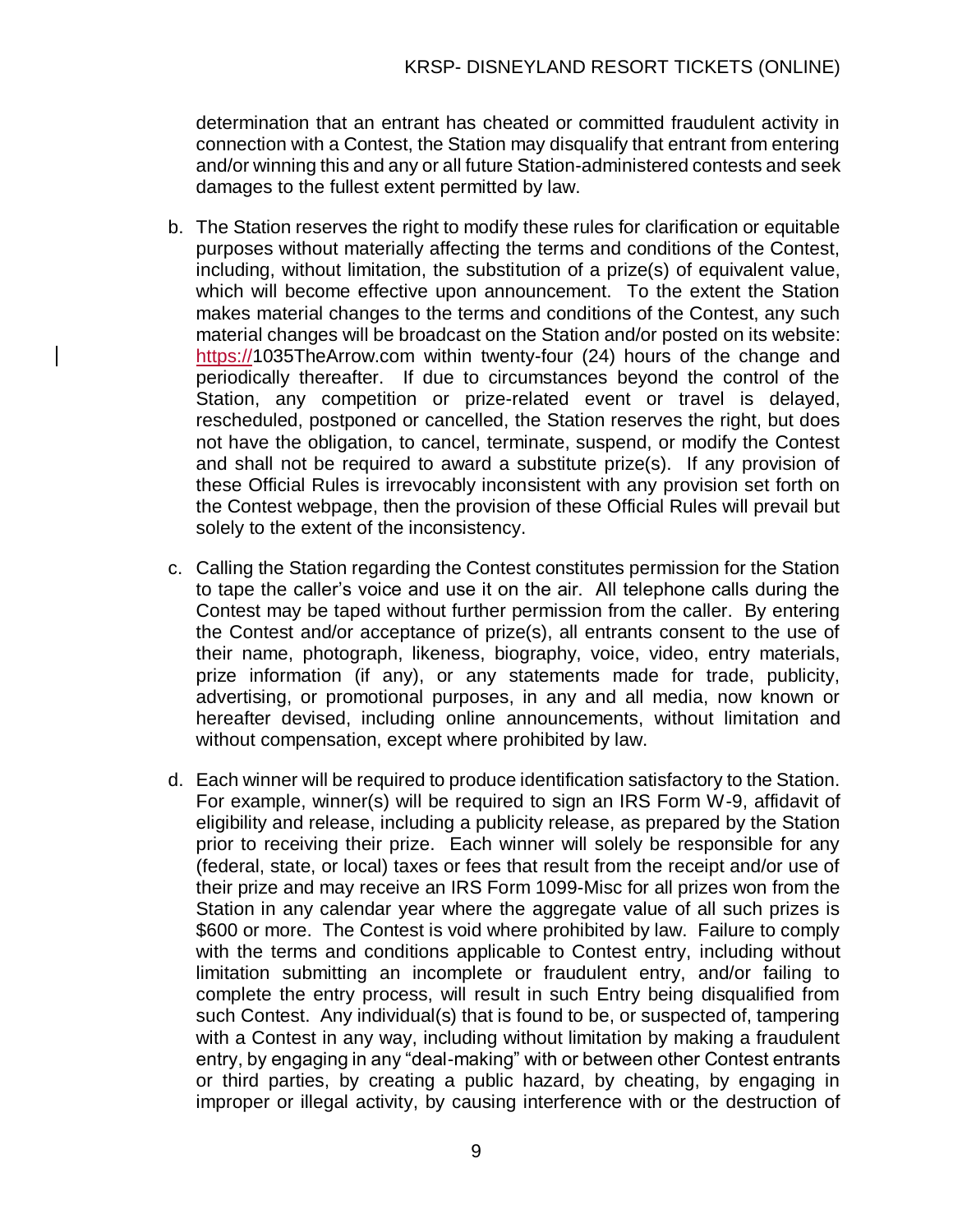determination that an entrant has cheated or committed fraudulent activity in connection with a Contest, the Station may disqualify that entrant from entering and/or winning this and any or all future Station-administered contests and seek damages to the fullest extent permitted by law.

b. The Station reserves the right to modify these rules for clarification or equitable purposes without materially affecting the terms and conditions of the Contest, including, without limitation, the substitution of a prize(s) of equivalent value, which will become effective upon announcement. To the extent the Station makes material changes to the terms and conditions of the Contest, any such material changes will be broadcast on the Station and/or posted on its website: https://1035TheArrow.com within twenty-four (24) hours of the change and periodically thereafter. If due to circumstances beyond the control of the Station, any competition or prize-related event or travel is delayed, rescheduled, postponed or cancelled, the Station reserves the right, but does not have the obligation, to cancel, terminate, suspend, or modify the Contest and shall not be required to award a substitute prize(s). If any provision of these Official Rules is irrevocably inconsistent with any provision set forth on the Contest webpage, then the provision of these Official Rules will prevail but solely to the extent of the inconsistency.

c. Calling the Station regarding the Contest constitutes permission for the Station to tape the caller's voice and use it on the air. All telephone calls during the Contest may be taped without further permission from the caller. By entering the Contest and/or acceptance of prize(s), all entrants consent to the use of their name, photograph, likeness, biography, voice, video, entry materials, prize information (if any), or any statements made for trade, publicity, advertising, or promotional purposes, in any and all media, now known or hereafter devised, including online announcements, without limitation and without compensation, except where prohibited by law.

d. Each winner will be required to produce identification satisfactory to the Station. For example, winner(s) will be required to sign an IRS Form W-9, affidavit of eligibility and release, including a publicity release, as prepared by the Station prior to receiving their prize. Each winner will solely be responsible for any (federal, state, or local) taxes or fees that result from the receipt and/or use of their prize and may receive an IRS Form 1099-Misc for all prizes won from the Station in any calendar year where the aggregate value of all such prizes is $600 or more. The Contest is void where prohibited by law. Failure to comply with the terms and conditions applicable to Contest entry, including without limitation submitting an incomplete or fraudulent entry, and/or failing to complete the entry process, will result in such Entry being disqualified from such Contest. Any individual(s) that is found to be, or suspected of, tampering with a Contest in any way, including without limitation by making a fraudulent entry, by engaging in any "deal-making" with or between other Contest entrants or third parties, by creating a public hazard, by cheating, by engaging in improper or illegal activity, by causing interference with or the destruction of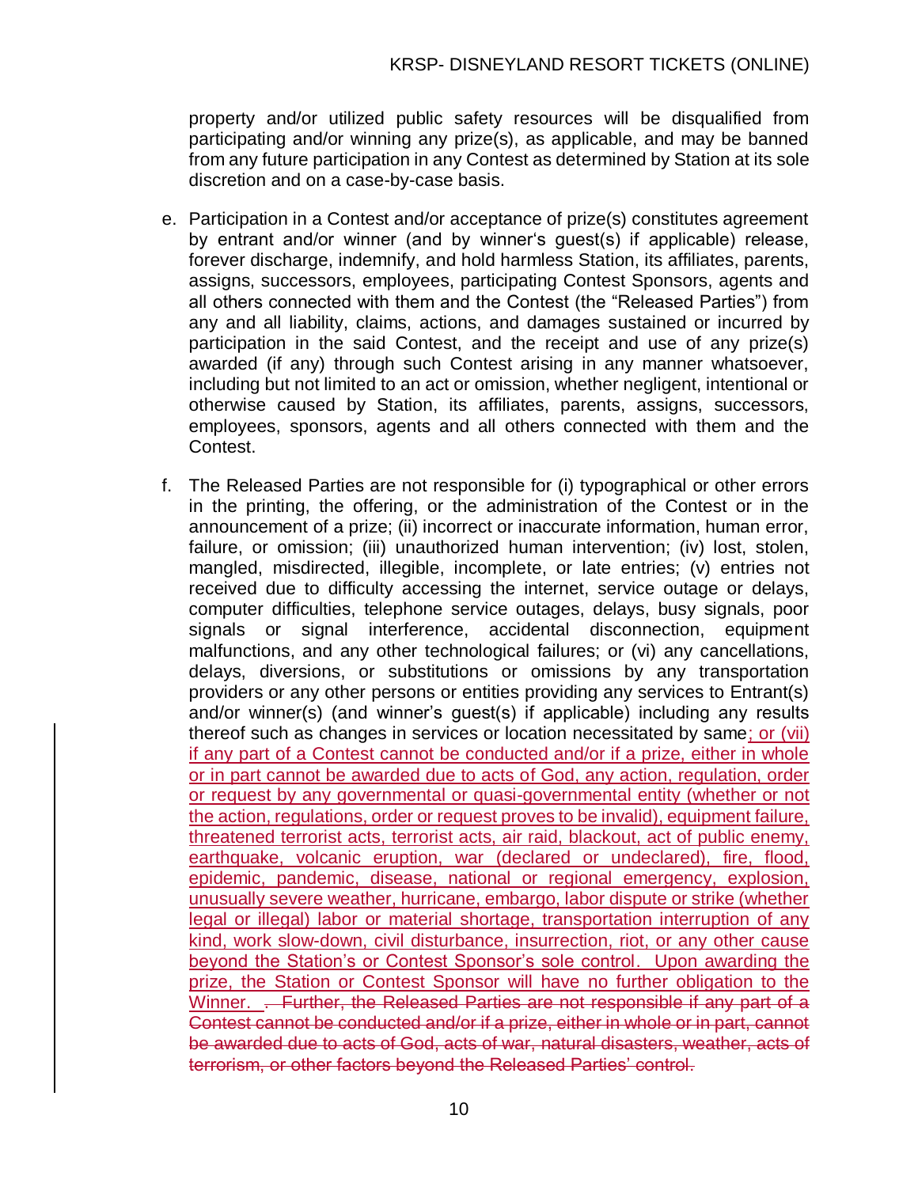property and/or utilized public safety resources will be disqualified from participating and/or winning any prize(s), as applicable, and may be banned from any future participation in any Contest as determined by Station at its sole discretion and on a case-by-case basis.

e. Participation in a Contest and/or acceptance of prize(s) constitutes agreement by entrant and/or winner (and by winner's guest(s) if applicable) release, forever discharge, indemnify, and hold harmless Station, its affiliates, parents, assigns, successors, employees, participating Contest Sponsors, agents and all others connected with them and the Contest (the "Released Parties") from any and all liability, claims, actions, and damages sustained or incurred by participation in the said Contest, and the receipt and use of any prize(s) awarded (if any) through such Contest arising in any manner whatsoever, including but not limited to an act or omission, whether negligent, intentional or otherwise caused by Station, its affiliates, parents, assigns, successors, employees, sponsors, agents and all others connected with them and the Contest.

f. The Released Parties are not responsible for (i) typographical or other errors in the printing, the offering, or the administration of the Contest or in the announcement of a prize; (ii) incorrect or inaccurate information, human error, failure, or omission; (iii) unauthorized human intervention; (iv) lost, stolen, mangled, misdirected, illegible, incomplete, or late entries; (v) entries not received due to difficulty accessing the internet, service outage or delays, computer difficulties, telephone service outages, delays, busy signals, poor signals or signal interference, accidental disconnection, equipment malfunctions, and any other technological failures; or (vi) any cancellations, delays, diversions, or substitutions or omissions by any transportation providers or any other persons or entities providing any services to Entrant(s) and/or winner(s) (and winner's guest(s) if applicable) including any results thereof such as changes in services or location necessitated by same; or (vii) if any part of a Contest cannot be conducted and/or if a prize, either in whole or in part cannot be awarded due to acts of God, any action, regulation, order or request by any governmental or quasi-governmental entity (whether or not the action, regulations, order or request proves to be invalid), equipment failure, threatened terrorist acts, terrorist acts, air raid, blackout, act of public enemy, earthquake, volcanic eruption, war (declared or undeclared), fire, flood, epidemic, pandemic, disease, national or regional emergency, explosion, unusually severe weather, hurricane, embargo, labor dispute or strike (whether legal or illegal) labor or material shortage, transportation interruption of any kind, work slow-down, civil disturbance, insurrection, riot, or any other cause beyond the Station's or Contest Sponsor's sole control. Upon awarding the prize, the Station or Contest Sponsor will have no further obligation to the Winner. ~~. Further, the Released Parties are not responsible if any part of a Contest cannot be conducted and/or if a prize, either in whole or in part, cannot be awarded due to acts of God, acts of war, natural disasters, weather, acts of terrorism, or other factors beyond the Released Parties' control.~~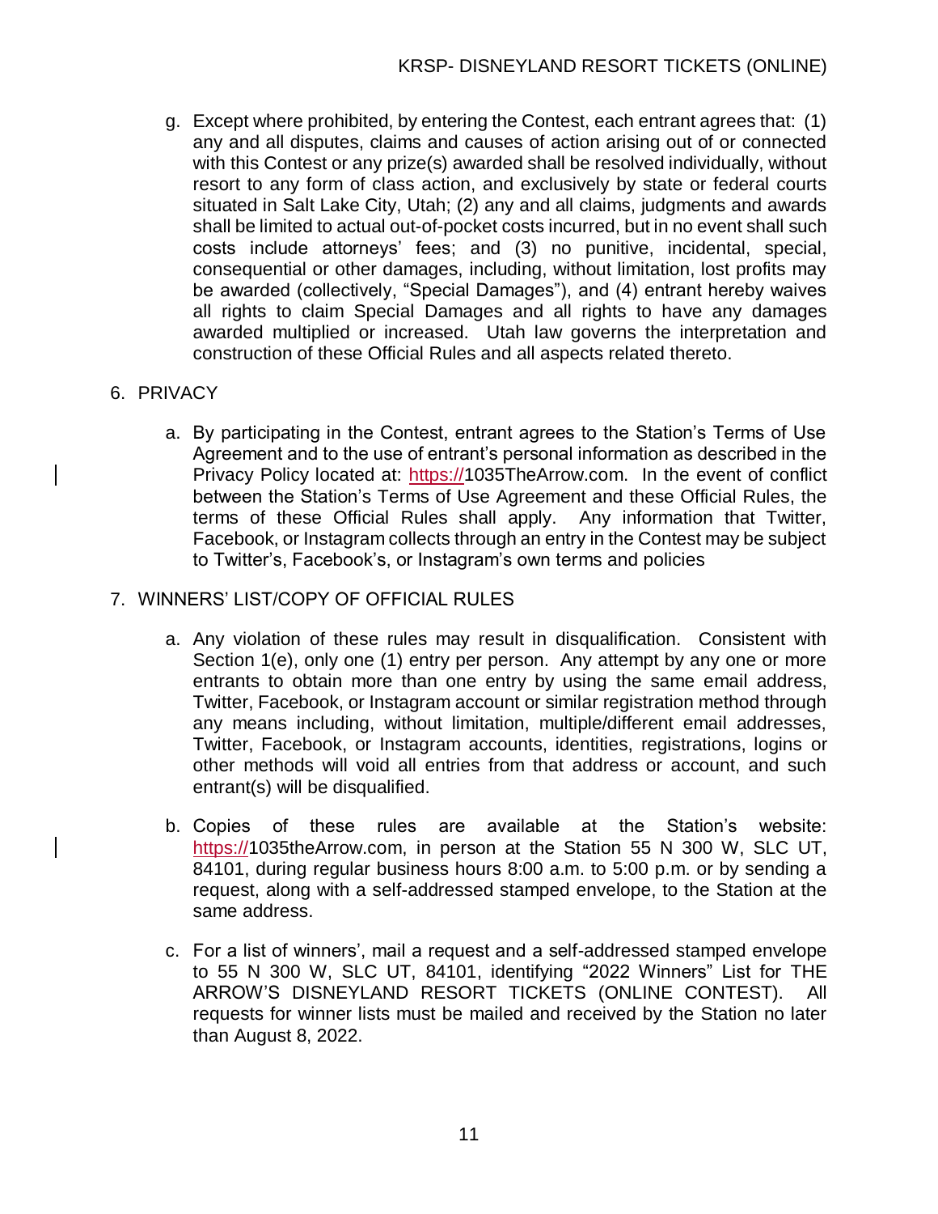g. Except where prohibited, by entering the Contest, each entrant agrees that: (1) any and all disputes, claims and causes of action arising out of or connected with this Contest or any prize(s) awarded shall be resolved individually, without resort to any form of class action, and exclusively by state or federal courts situated in Salt Lake City, Utah; (2) any and all claims, judgments and awards shall be limited to actual out-of-pocket costs incurred, but in no event shall such costs include attorneys' fees; and (3) no punitive, incidental, special, consequential or other damages, including, without limitation, lost profits may be awarded (collectively, "Special Damages"), and (4) entrant hereby waives all rights to claim Special Damages and all rights to have any damages awarded multiplied or increased. Utah law governs the interpretation and construction of these Official Rules and all aspects related thereto.

6. PRIVACY

   a. By participating in the Contest, entrant agrees to the Station's Terms of Use Agreement and to the use of entrant's personal information as described in the Privacy Policy located at: https://1035TheArrow.com. In the event of conflict between the Station's Terms of Use Agreement and these Official Rules, the terms of these Official Rules shall apply. Any information that Twitter, Facebook, or Instagram collects through an entry in the Contest may be subject to Twitter's, Facebook's, or Instagram's own terms and policies

7. WINNERS' LIST/COPY OF OFFICIAL RULES

   a. Any violation of these rules may result in disqualification. Consistent with Section 1(e), only one (1) entry per person. Any attempt by any one or more entrants to obtain more than one entry by using the same email address, Twitter, Facebook, or Instagram account or similar registration method through any means including, without limitation, multiple/different email addresses, Twitter, Facebook, or Instagram accounts, identities, registrations, logins or other methods will void all entries from that address or account, and such entrant(s) will be disqualified.

   b. Copies of these rules are available at the Station's website: https://1035theArrow.com, in person at the Station 55 N 300 W, SLC UT, 84101, during regular business hours 8:00 a.m. to 5:00 p.m. or by sending a request, along with a self-addressed stamped envelope, to the Station at the same address.

   c. For a list of winners', mail a request and a self-addressed stamped envelope to 55 N 300 W, SLC UT, 84101, identifying "2022 Winners" List for THE ARROW'S DISNEYLAND RESORT TICKETS (ONLINE CONTEST). All requests for winner lists must be mailed and received by the Station no later than August 8, 2022.